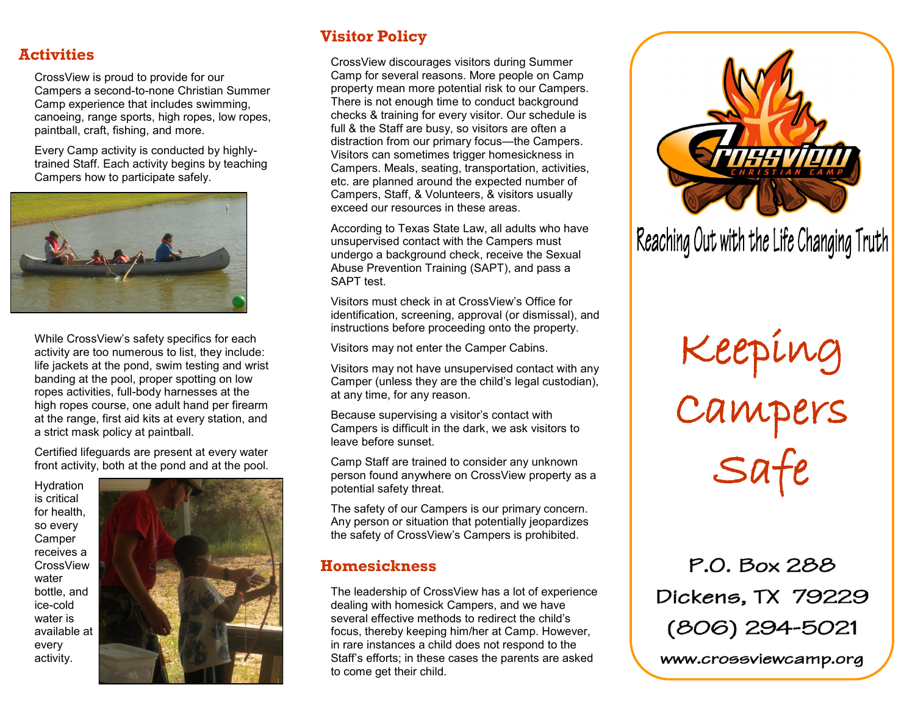## Activities

CrossView is proud to provide for our Campers a second-to-none Christian Summer Camp experience that includes swimming, canoeing, range sports, high ropes, low ropes, paintball, craft, fishing, and more.

Every Camp activity is conducted by highly-trained Staff. Each activity begins by teaching Campers how to participate safely.

While CrossView's safety specifics for each activity are too numerous to list, they include: life jackets at the pond, swim testing and wrist banding at the pool, proper spotting on low ropes activities, full-body harnesses at the high ropes course, one adult hand per firearm at the range, first aid kits at every station, and a strict mask policy at paintball.

Certified lifeguards are present at every water front activity, both at the pond and at the pool.

Hydration is critical for health, so every Camper receives a CrossView water bottle, and ice-cold water is available at every activity.

## Visitor Policy

CrossView discourages visitors during Summer Camp for several reasons. More people on Camp property mean more potential risk to our Campers. There is not enough time to conduct background checks & training for every visitor. Our schedule is full & the Staff are busy, so visitors are often a distraction from our primary focus—the Campers. Visitors can sometimes trigger homesickness in Campers. Meals, seating, transportation, activities, etc. are planned around the expected number of Campers, Staff, & Volunteers, & visitors usually exceed our resources in these areas.

According to Texas State Law, all adults who have unsupervised contact with the Campers must undergo a background check, receive the Sexual Abuse Prevention Training (SAPT), and pass a SAPT test.

Visitors must check in at CrossView's Office for identification, screening, approval (or dismissal), and instructions before proceeding onto the property.

Visitors may not enter the Camper Cabins.

Visitors may not have unsupervised contact with any Camper (unless they are the child's legal custodian), at any time, for any reason.

Because supervising a visitor's contact with Campers is difficult in the dark, we ask visitors to leave before sunset.

Camp Staff are trained to consider any unknown person found anywhere on CrossView property as a potential safety threat.

The safety of our Campers is our primary concern. Any person or situation that potentially jeopardizes the safety of CrossView's Campers is prohibited.

## Homesickness

The leadership of CrossView has a lot of experience dealing with homesick Campers, and we have several effective methods to redirect the child's focus, thereby keeping him/her at Camp. However, in rare instances a child does not respond to the Staff's efforts; in these cases the parents are asked to come get their child.

Crossview Christian Camp

Reaching Out with the Life Changing Truth

# Keeping Campers Safe

P.O. Box 288

Dickens, TX 79229

(806) 294-5021

www.crossviewcamp.org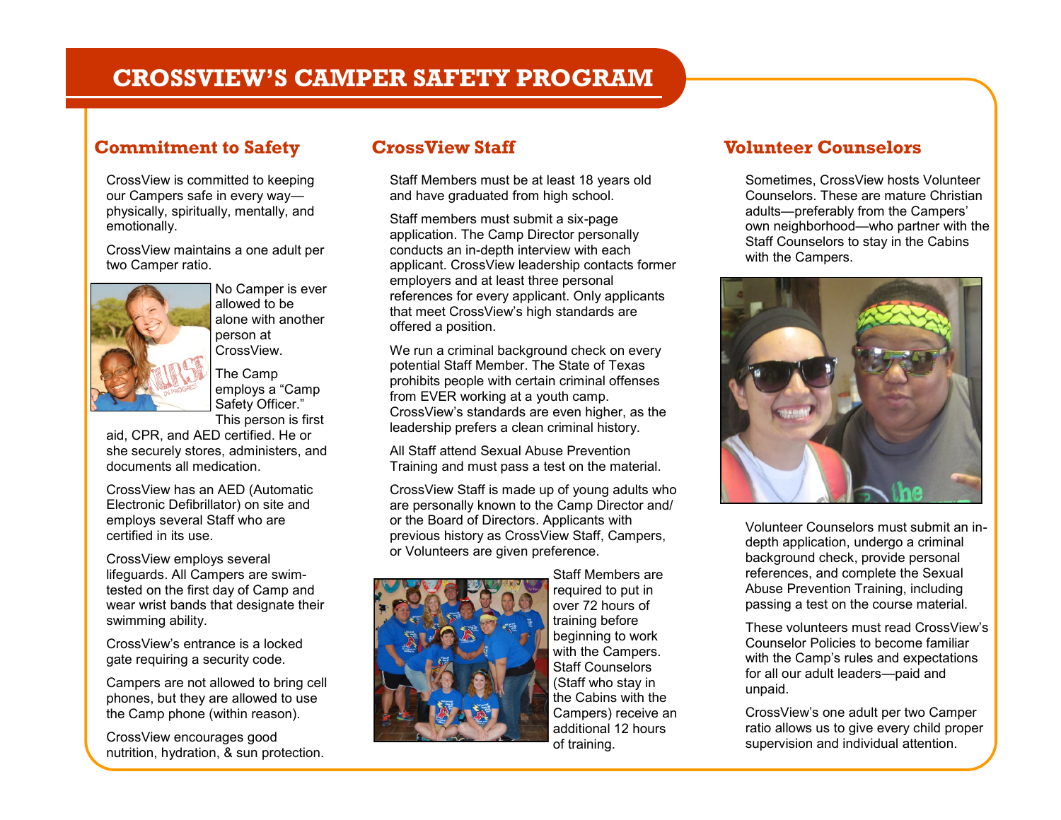# CROSSVIEW'S CAMPER SAFETY PROGRAM

## Commitment to Safety

CrossView is committed to keeping our Campers safe in every way—physically, spiritually, mentally, and emotionally.

CrossView maintains a one adult per two Camper ratio.

No Camper is ever allowed to be alone with another person at CrossView.

The Camp employs a "Camp Safety Officer." This person is first aid, CPR, and AED certified. He or she securely stores, administers, and documents all medication.

CrossView has an AED (Automatic Electronic Defibrillator) on site and employs several Staff who are certified in its use.

CrossView employs several lifeguards. All Campers are swim-tested on the first day of Camp and wear wrist bands that designate their swimming ability.

CrossView's entrance is a locked gate requiring a security code.

Campers are not allowed to bring cell phones, but they are allowed to use the Camp phone (within reason).

CrossView encourages good nutrition, hydration, & sun protection.

## CrossView Staff

Staff Members must be at least 18 years old and have graduated from high school.

Staff members must submit a six-page application. The Camp Director personally conducts an in-depth interview with each applicant. CrossView leadership contacts former employers and at least three personal references for every applicant. Only applicants that meet CrossView's high standards are offered a position.

We run a criminal background check on every potential Staff Member. The State of Texas prohibits people with certain criminal offenses from EVER working at a youth camp. CrossView's standards are even higher, as the leadership prefers a clean criminal history.

All Staff attend Sexual Abuse Prevention Training and must pass a test on the material.

CrossView Staff is made up of young adults who are personally known to the Camp Director and/or the Board of Directors. Applicants with previous history as CrossView Staff, Campers, or Volunteers are given preference.

Staff Members are required to put in over 72 hours of training before beginning to work with the Campers. Staff Counselors (Staff who stay in the Cabins with the Campers) receive an additional 12 hours of training.

## Volunteer Counselors

Sometimes, CrossView hosts Volunteer Counselors. These are mature Christian adults—preferably from the Campers' own neighborhood—who partner with the Staff Counselors to stay in the Cabins with the Campers.

Volunteer Counselors must submit an in-depth application, undergo a criminal background check, provide personal references, and complete the Sexual Abuse Prevention Training, including passing a test on the course material.

These volunteers must read CrossView's Counselor Policies to become familiar with the Camp's rules and expectations for all our adult leaders—paid and unpaid.

CrossView's one adult per two Camper ratio allows us to give every child proper supervision and individual attention.